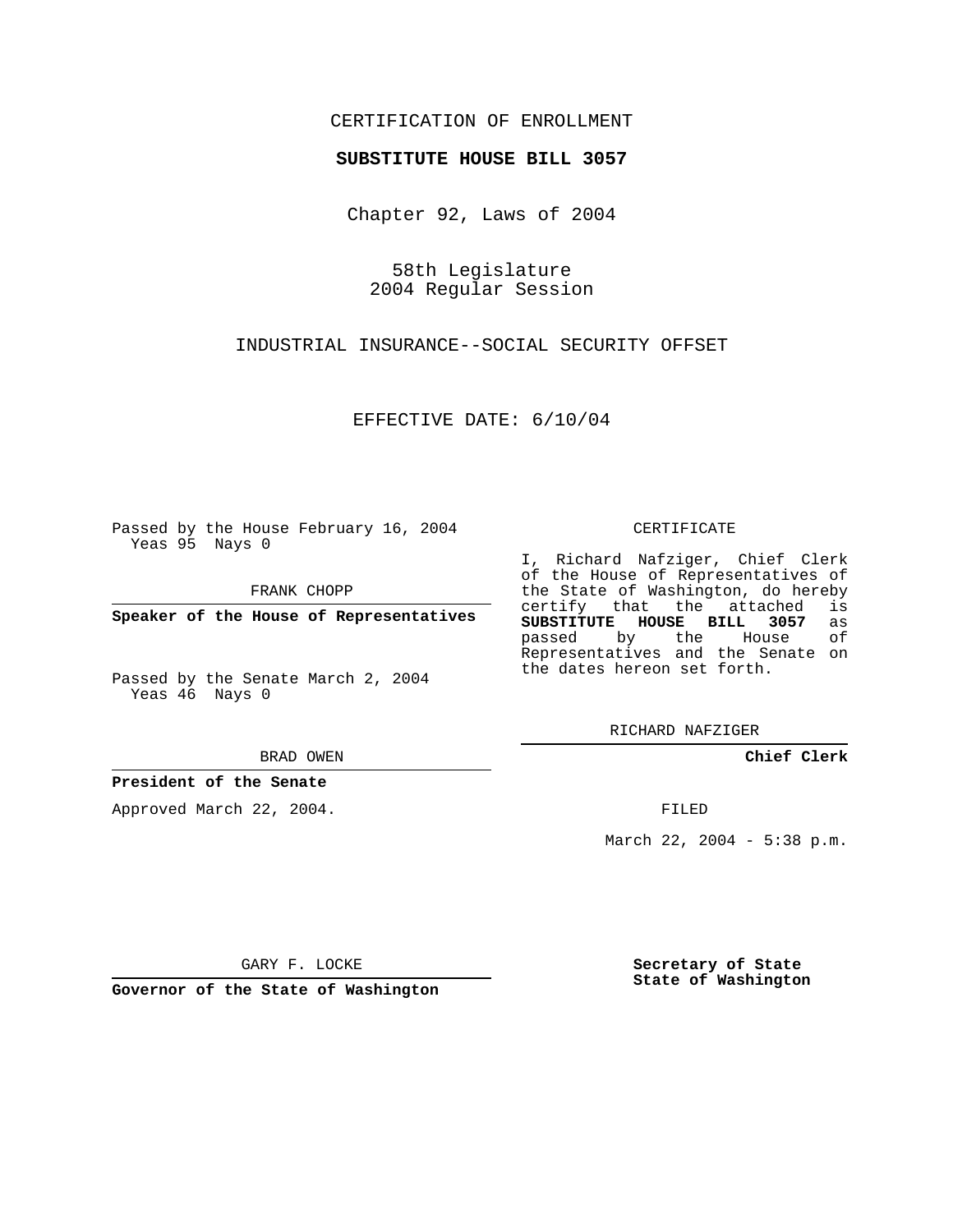CERTIFICATION OF ENROLLMENT

**SUBSTITUTE HOUSE BILL 3057**

Chapter 92, Laws of 2004

58th Legislature
2004 Regular Session

INDUSTRIAL INSURANCE--SOCIAL SECURITY OFFSET

EFFECTIVE DATE: 6/10/04

Passed by the House February 16, 2004
Yeas 95 Nays 0

FRANK CHOPP

**Speaker of the House of Representatives**

Passed by the Senate March 2, 2004
Yeas 46 Nays 0

BRAD OWEN

**President of the Senate**

Approved March 22, 2004.

GARY F. LOCKE

**Governor of the State of Washington**

CERTIFICATE

I, Richard Nafziger, Chief Clerk of the House of Representatives of the State of Washington, do hereby certify that the attached is **SUBSTITUTE HOUSE BILL 3057** as passed by the House of Representatives and the Senate on the dates hereon set forth.

RICHARD NAFZIGER

**Chief Clerk**

FILED

March 22, 2004 - 5:38 p.m.

**Secretary of State**
**State of Washington**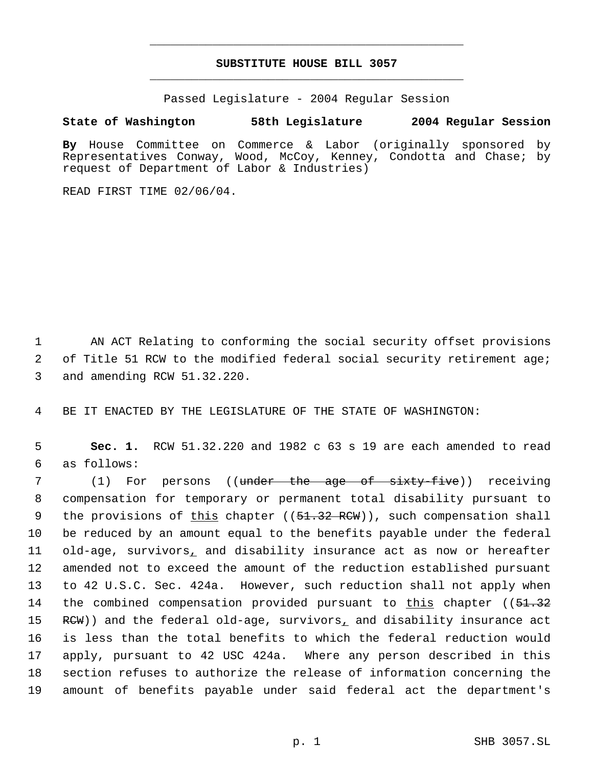# SUBSTITUTE HOUSE BILL 3057

Passed Legislature - 2004 Regular Session

**State of Washington 58th Legislature 2004 Regular Session**

**By** House Committee on Commerce & Labor (originally sponsored by Representatives Conway, Wood, McCoy, Kenney, Condotta and Chase; by request of Department of Labor & Industries)

READ FIRST TIME 02/06/04.

1 AN ACT Relating to conforming the social security offset provisions
2 of Title 51 RCW to the modified federal social security retirement age;
3 and amending RCW 51.32.220.

4 BE IT ENACTED BY THE LEGISLATURE OF THE STATE OF WASHINGTON:

5 **Sec. 1.** RCW 51.32.220 and 1982 c 63 s 19 are each amended to read
6 as follows:

7 (1) For persons ((~~under the age of sixty-five~~)) receiving
8 compensation for temporary or permanent total disability pursuant to
9 the provisions of <u>this</u> chapter ((~~51.32 RCW~~)), such compensation shall
10 be reduced by an amount equal to the benefits payable under the federal
11 old-age, survivors<u>,</u> and disability insurance act as now or hereafter
12 amended not to exceed the amount of the reduction established pursuant
13 to 42 U.S.C. Sec. 424a. However, such reduction shall not apply when
14 the combined compensation provided pursuant to <u>this</u> chapter ((~~51.32~~
15 ~~RCW~~)) and the federal old-age, survivors<u>,</u> and disability insurance act
16 is less than the total benefits to which the federal reduction would
17 apply, pursuant to 42 USC 424a. Where any person described in this
18 section refuses to authorize the release of information concerning the
19 amount of benefits payable under said federal act the department's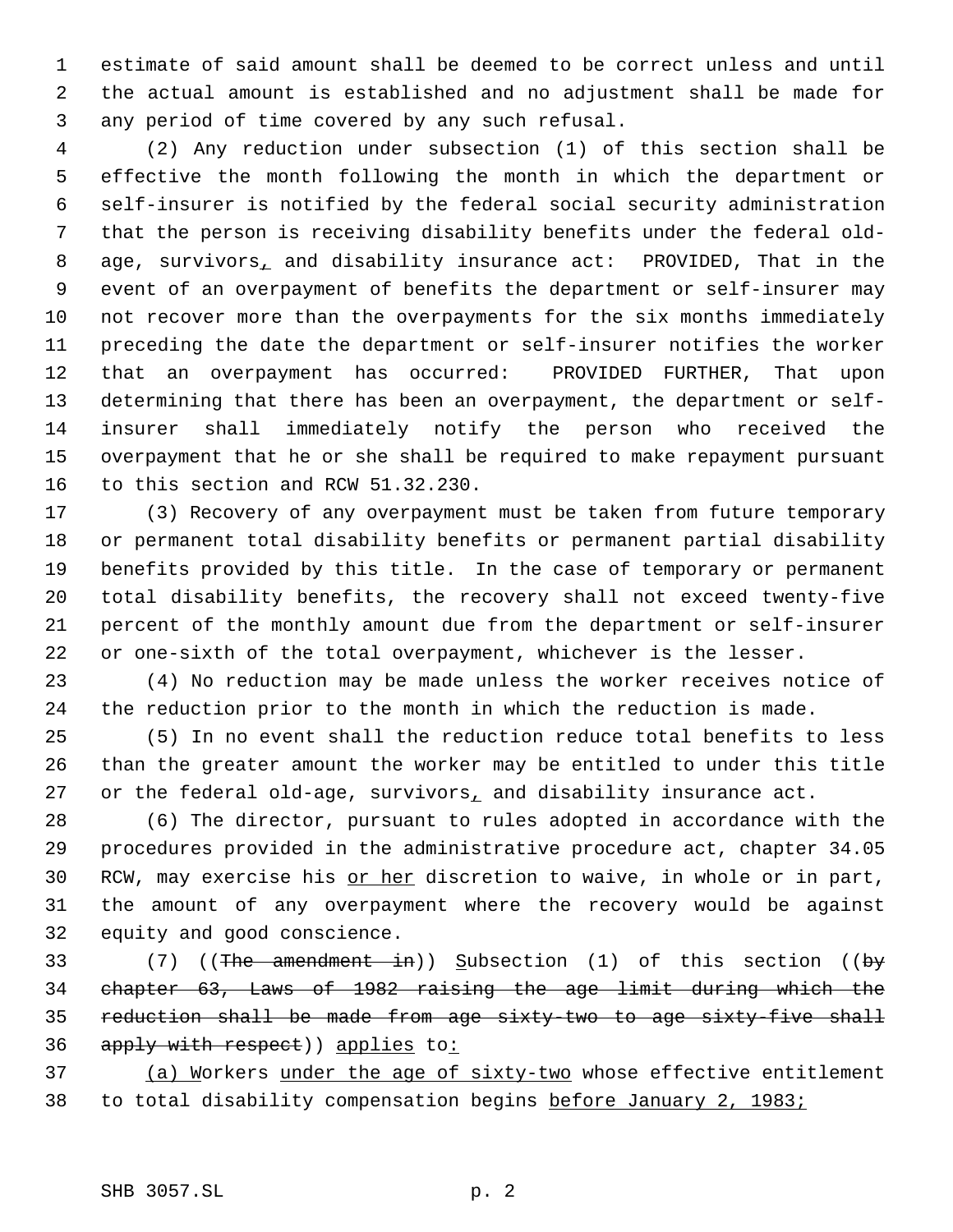estimate of said amount shall be deemed to be correct unless and until the actual amount is established and no adjustment shall be made for any period of time covered by any such refusal.

(2) Any reduction under subsection (1) of this section shall be effective the month following the month in which the department or self-insurer is notified by the federal social security administration that the person is receiving disability benefits under the federal old-age, survivors, and disability insurance act: PROVIDED, That in the event of an overpayment of benefits the department or self-insurer may not recover more than the overpayments for the six months immediately preceding the date the department or self-insurer notifies the worker that an overpayment has occurred: PROVIDED FURTHER, That upon determining that there has been an overpayment, the department or self-insurer shall immediately notify the person who received the overpayment that he or she shall be required to make repayment pursuant to this section and RCW 51.32.230.

(3) Recovery of any overpayment must be taken from future temporary or permanent total disability benefits or permanent partial disability benefits provided by this title. In the case of temporary or permanent total disability benefits, the recovery shall not exceed twenty-five percent of the monthly amount due from the department or self-insurer or one-sixth of the total overpayment, whichever is the lesser.

(4) No reduction may be made unless the worker receives notice of the reduction prior to the month in which the reduction is made.

(5) In no event shall the reduction reduce total benefits to less than the greater amount the worker may be entitled to under this title or the federal old-age, survivors, and disability insurance act.

(6) The director, pursuant to rules adopted in accordance with the procedures provided in the administrative procedure act, chapter 34.05 RCW, may exercise his or her discretion to waive, in whole or in part, the amount of any overpayment where the recovery would be against equity and good conscience.

(7) ((~~The amendment in~~)) Subsection (1) of this section ((~~by chapter 63, Laws of 1982 raising the age limit during which the reduction shall be made from age sixty-two to age sixty-five shall apply with respect~~)) applies to:

(a) Workers under the age of sixty-two whose effective entitlement to total disability compensation begins before January 2, 1983;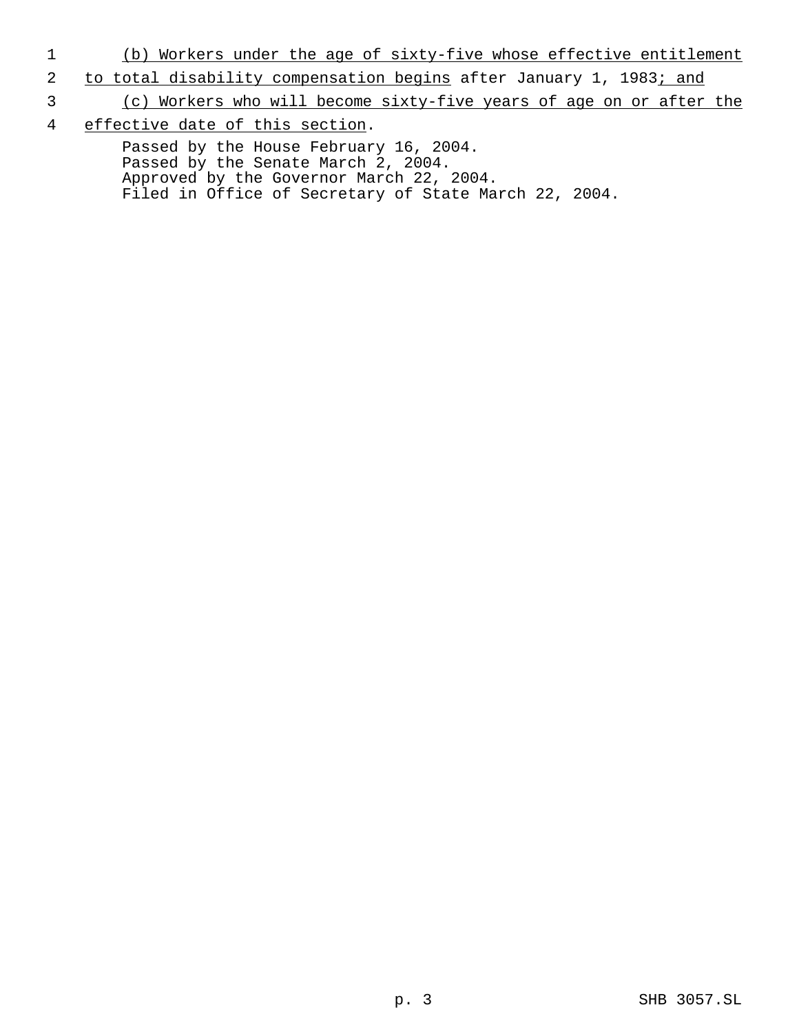(b) Workers under the age of sixty-five whose effective entitlement to total disability compensation begins after January 1, 1983; and

(c) Workers who will become sixty-five years of age on or after the effective date of this section.

Passed by the House February 16, 2004.
Passed by the Senate March 2, 2004.
Approved by the Governor March 22, 2004.
Filed in Office of Secretary of State March 22, 2004.